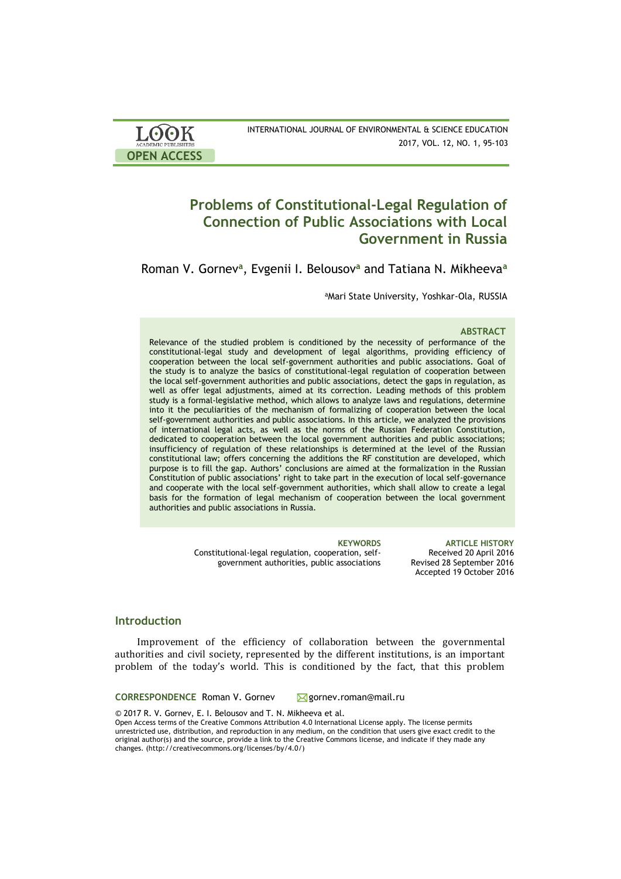# Problems of Constitutional-Legal Regulation of Connection of Public Associations with Local Government in Russia

Roman V. Gornev[a], Evgenii I. Belousov[a] and Tatiana N. Mikheeva[a]

[a]Mari State University, Yoshkar-Ola, RUSSIA

### ABSTRACT

Relevance of the studied problem is conditioned by the necessity of performance of the constitutional-legal study and development of legal algorithms, providing efficiency of cooperation between the local self-government authorities and public associations. Goal of the study is to analyze the basics of constitutional-legal regulation of cooperation between the local self-government authorities and public associations, detect the gaps in regulation, as well as offer legal adjustments, aimed at its correction. Leading methods of this problem study is a formal-legislative method, which allows to analyze laws and regulations, determine into it the peculiarities of the mechanism of formalizing of cooperation between the local self-government authorities and public associations. In this article, we analyzed the provisions of international legal acts, as well as the norms of the Russian Federation Constitution, dedicated to cooperation between the local government authorities and public associations; insufficiency of regulation of these relationships is determined at the level of the Russian constitutional law; offers concerning the additions the RF constitution are developed, which purpose is to fill the gap. Authors' conclusions are aimed at the formalization in the Russian Constitution of public associations' right to take part in the execution of local self-governance and cooperate with the local self-government authorities, which shall allow to create a legal basis for the formation of legal mechanism of cooperation between the local government authorities and public associations in Russia.

**KEYWORDS**
Constitutional-legal regulation, cooperation, self-government authorities, public associations

**ARTICLE HISTORY**
Received 20 April 2016
Revised 28 September 2016
Accepted 19 October 2016

## Introduction

Improvement of the efficiency of collaboration between the governmental authorities and civil society, represented by the different institutions, is an important problem of the today's world. This is conditioned by the fact, that this problem

**CORRESPONDENCE** Roman V. Gornev gornev.roman@mail.ru

© 2017 R. V. Gornev, E. I. Belousov and T. N. Mikheeva et al.
Open Access terms of the Creative Commons Attribution 4.0 International License apply. The license permits unrestricted use, distribution, and reproduction in any medium, on the condition that users give exact credit to the original author(s) and the source, provide a link to the Creative Commons license, and indicate if they made any changes. (http://creativecommons.org/licenses/by/4.0/)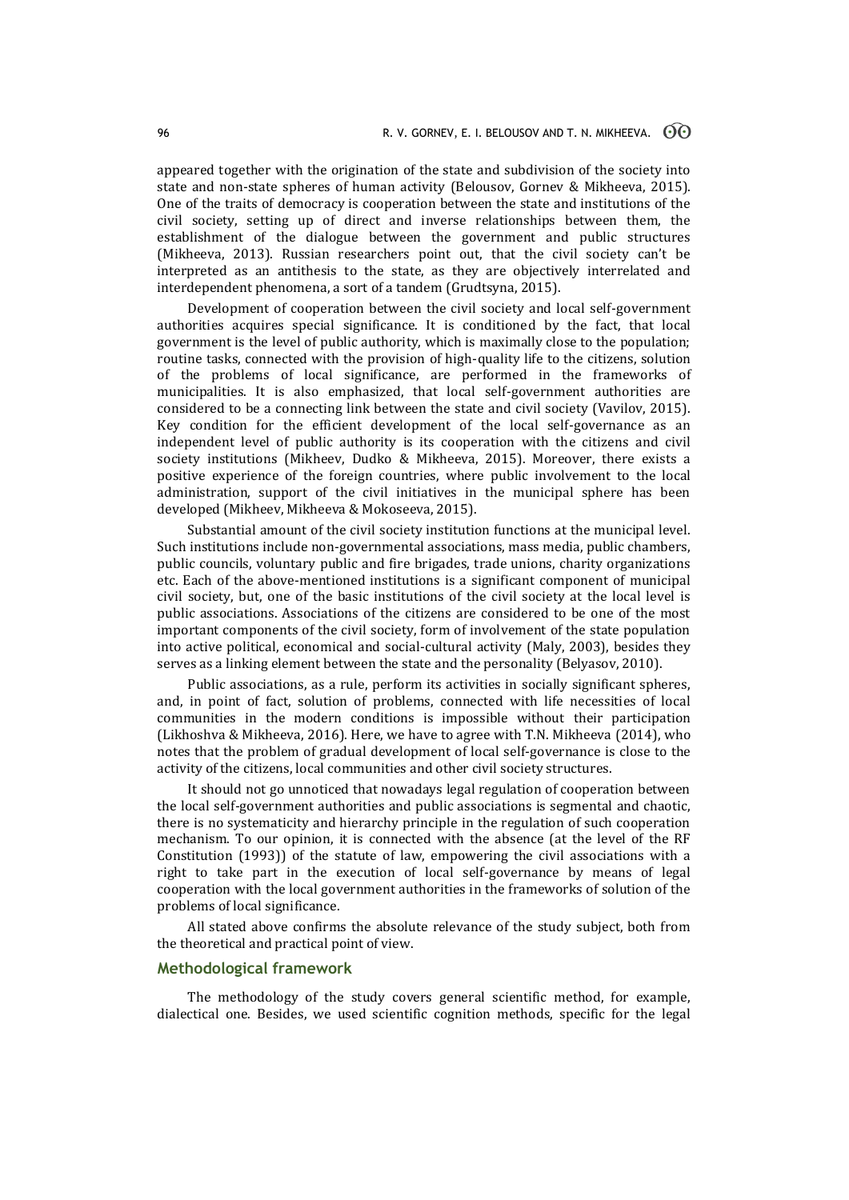appeared together with the origination of the state and subdivision of the society into state and non-state spheres of human activity (Belousov, Gornev & Mikheeva, 2015). One of the traits of democracy is cooperation between the state and institutions of the civil society, setting up of direct and inverse relationships between them, the establishment of the dialogue between the government and public structures (Mikheeva, 2013). Russian researchers point out, that the civil society can't be interpreted as an antithesis to the state, as they are objectively interrelated and interdependent phenomena, a sort of a tandem (Grudtsyna, 2015).

Development of cooperation between the civil society and local self-government authorities acquires special significance. It is conditioned by the fact, that local government is the level of public authority, which is maximally close to the population; routine tasks, connected with the provision of high-quality life to the citizens, solution of the problems of local significance, are performed in the frameworks of municipalities. It is also emphasized, that local self-government authorities are considered to be a connecting link between the state and civil society (Vavilov, 2015). Key condition for the efficient development of the local self-governance as an independent level of public authority is its cooperation with the citizens and civil society institutions (Mikheev, Dudko & Mikheeva, 2015). Moreover, there exists a positive experience of the foreign countries, where public involvement to the local administration, support of the civil initiatives in the municipal sphere has been developed (Mikheev, Mikheeva & Mokoseeva, 2015).

Substantial amount of the civil society institution functions at the municipal level. Such institutions include non-governmental associations, mass media, public chambers, public councils, voluntary public and fire brigades, trade unions, charity organizations etc. Each of the above-mentioned institutions is a significant component of municipal civil society, but, one of the basic institutions of the civil society at the local level is public associations. Associations of the citizens are considered to be one of the most important components of the civil society, form of involvement of the state population into active political, economical and social-cultural activity (Maly, 2003), besides they serves as a linking element between the state and the personality (Belyasov, 2010).

Public associations, as a rule, perform its activities in socially significant spheres, and, in point of fact, solution of problems, connected with life necessities of local communities in the modern conditions is impossible without their participation (Likhoshva & Mikheeva, 2016). Here, we have to agree with T.N. Mikheeva (2014), who notes that the problem of gradual development of local self-governance is close to the activity of the citizens, local communities and other civil society structures.

It should not go unnoticed that nowadays legal regulation of cooperation between the local self-government authorities and public associations is segmental and chaotic, there is no systematicity and hierarchy principle in the regulation of such cooperation mechanism. To our opinion, it is connected with the absence (at the level of the RF Constitution (1993)) of the statute of law, empowering the civil associations with a right to take part in the execution of local self-governance by means of legal cooperation with the local government authorities in the frameworks of solution of the problems of local significance.

All stated above confirms the absolute relevance of the study subject, both from the theoretical and practical point of view.

## Methodological framework

The methodology of the study covers general scientific method, for example, dialectical one. Besides, we used scientific cognition methods, specific for the legal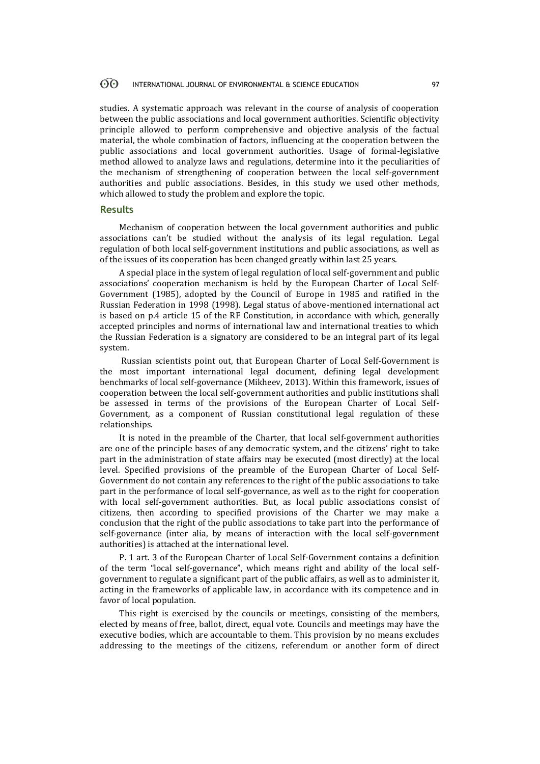studies. A systematic approach was relevant in the course of analysis of cooperation between the public associations and local government authorities. Scientific objectivity principle allowed to perform comprehensive and objective analysis of the factual material, the whole combination of factors, influencing at the cooperation between the public associations and local government authorities. Usage of formal-legislative method allowed to analyze laws and regulations, determine into it the peculiarities of the mechanism of strengthening of cooperation between the local self-government authorities and public associations. Besides, in this study we used other methods, which allowed to study the problem and explore the topic.

## Results

Mechanism of cooperation between the local government authorities and public associations can't be studied without the analysis of its legal regulation. Legal regulation of both local self-government institutions and public associations, as well as of the issues of its cooperation has been changed greatly within last 25 years.

A special place in the system of legal regulation of local self-government and public associations' cooperation mechanism is held by the European Charter of Local Self-Government (1985), adopted by the Council of Europe in 1985 and ratified in the Russian Federation in 1998 (1998). Legal status of above-mentioned international act is based on p.4 article 15 of the RF Constitution, in accordance with which, generally accepted principles and norms of international law and international treaties to which the Russian Federation is a signatory are considered to be an integral part of its legal system.

Russian scientists point out, that European Charter of Local Self-Government is the most important international legal document, defining legal development benchmarks of local self-governance (Mikheev, 2013). Within this framework, issues of cooperation between the local self-government authorities and public institutions shall be assessed in terms of the provisions of the European Charter of Local Self-Government, as a component of Russian constitutional legal regulation of these relationships.

It is noted in the preamble of the Charter, that local self-government authorities are one of the principle bases of any democratic system, and the citizens' right to take part in the administration of state affairs may be executed (most directly) at the local level. Specified provisions of the preamble of the European Charter of Local Self-Government do not contain any references to the right of the public associations to take part in the performance of local self-governance, as well as to the right for cooperation with local self-government authorities. But, as local public associations consist of citizens, then according to specified provisions of the Charter we may make a conclusion that the right of the public associations to take part into the performance of self-governance (inter alia, by means of interaction with the local self-government authorities) is attached at the international level.

P. 1 art. 3 of the European Charter of Local Self-Government contains a definition of the term "local self-governance", which means right and ability of the local self-government to regulate a significant part of the public affairs, as well as to administer it, acting in the frameworks of applicable law, in accordance with its competence and in favor of local population.

This right is exercised by the councils or meetings, consisting of the members, elected by means of free, ballot, direct, equal vote. Councils and meetings may have the executive bodies, which are accountable to them. This provision by no means excludes addressing to the meetings of the citizens, referendum or another form of direct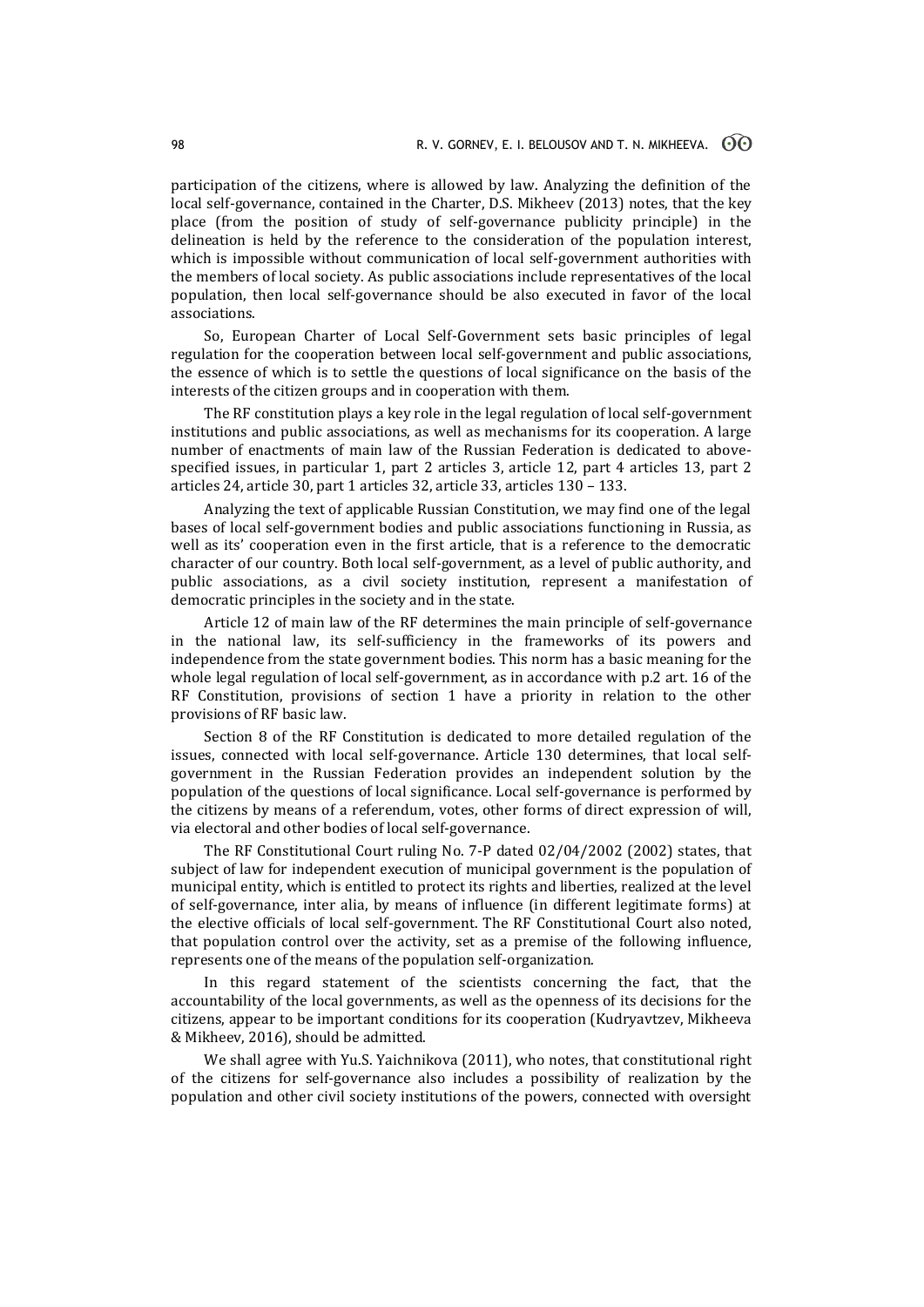participation of the citizens, where is allowed by law. Analyzing the definition of the local self-governance, contained in the Charter, D.S. Mikheev (2013) notes, that the key place (from the position of study of self-governance publicity principle) in the delineation is held by the reference to the consideration of the population interest, which is impossible without communication of local self-government authorities with the members of local society. As public associations include representatives of the local population, then local self-governance should be also executed in favor of the local associations.

So, European Charter of Local Self-Government sets basic principles of legal regulation for the cooperation between local self-government and public associations, the essence of which is to settle the questions of local significance on the basis of the interests of the citizen groups and in cooperation with them.

The RF constitution plays a key role in the legal regulation of local self-government institutions and public associations, as well as mechanisms for its cooperation. A large number of enactments of main law of the Russian Federation is dedicated to above-specified issues, in particular 1, part 2 articles 3, article 12, part 4 articles 13, part 2 articles 24, article 30, part 1 articles 32, article 33, articles 130 – 133.

Analyzing the text of applicable Russian Constitution, we may find one of the legal bases of local self-government bodies and public associations functioning in Russia, as well as its' cooperation even in the first article, that is a reference to the democratic character of our country. Both local self-government, as a level of public authority, and public associations, as a civil society institution, represent a manifestation of democratic principles in the society and in the state.

Article 12 of main law of the RF determines the main principle of self-governance in the national law, its self-sufficiency in the frameworks of its powers and independence from the state government bodies. This norm has a basic meaning for the whole legal regulation of local self-government, as in accordance with p.2 art. 16 of the RF Constitution, provisions of section 1 have a priority in relation to the other provisions of RF basic law.

Section 8 of the RF Constitution is dedicated to more detailed regulation of the issues, connected with local self-governance. Article 130 determines, that local self-government in the Russian Federation provides an independent solution by the population of the questions of local significance. Local self-governance is performed by the citizens by means of a referendum, votes, other forms of direct expression of will, via electoral and other bodies of local self-governance.

The RF Constitutional Court ruling No. 7-P dated 02/04/2002 (2002) states, that subject of law for independent execution of municipal government is the population of municipal entity, which is entitled to protect its rights and liberties, realized at the level of self-governance, inter alia, by means of influence (in different legitimate forms) at the elective officials of local self-government. The RF Constitutional Court also noted, that population control over the activity, set as a premise of the following influence, represents one of the means of the population self-organization.

In this regard statement of the scientists concerning the fact, that the accountability of the local governments, as well as the openness of its decisions for the citizens, appear to be important conditions for its cooperation (Kudryavtzev, Mikheeva & Mikheev, 2016), should be admitted.

We shall agree with Yu.S. Yaichnikova (2011), who notes, that constitutional right of the citizens for self-governance also includes a possibility of realization by the population and other civil society institutions of the powers, connected with oversight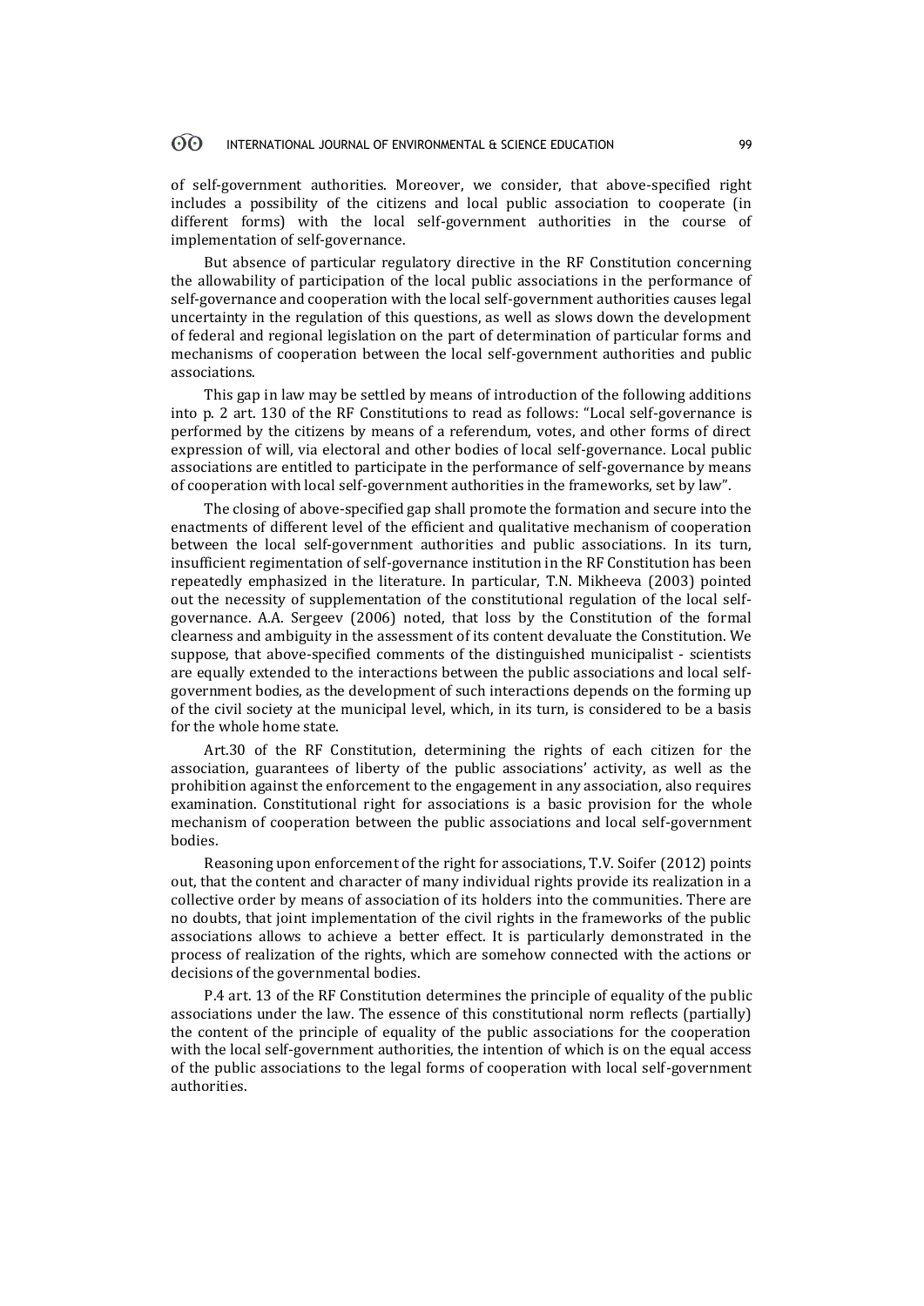of self-government authorities. Moreover, we consider, that above-specified right includes a possibility of the citizens and local public association to cooperate (in different forms) with the local self-government authorities in the course of implementation of self-governance.

But absence of particular regulatory directive in the RF Constitution concerning the allowability of participation of the local public associations in the performance of self-governance and cooperation with the local self-government authorities causes legal uncertainty in the regulation of this questions, as well as slows down the development of federal and regional legislation on the part of determination of particular forms and mechanisms of cooperation between the local self-government authorities and public associations.

This gap in law may be settled by means of introduction of the following additions into p. 2 art. 130 of the RF Constitutions to read as follows: "Local self-governance is performed by the citizens by means of a referendum, votes, and other forms of direct expression of will, via electoral and other bodies of local self-governance. Local public associations are entitled to participate in the performance of self-governance by means of cooperation with local self-government authorities in the frameworks, set by law".

The closing of above-specified gap shall promote the formation and secure into the enactments of different level of the efficient and qualitative mechanism of cooperation between the local self-government authorities and public associations. In its turn, insufficient regimentation of self-governance institution in the RF Constitution has been repeatedly emphasized in the literature. In particular, T.N. Mikheeva (2003) pointed out the necessity of supplementation of the constitutional regulation of the local self-governance. A.A. Sergeev (2006) noted, that loss by the Constitution of the formal clearness and ambiguity in the assessment of its content devaluate the Constitution. We suppose, that above-specified comments of the distinguished municipalist - scientists are equally extended to the interactions between the public associations and local self-government bodies, as the development of such interactions depends on the forming up of the civil society at the municipal level, which, in its turn, is considered to be a basis for the whole home state.

Art.30 of the RF Constitution, determining the rights of each citizen for the association, guarantees of liberty of the public associations' activity, as well as the prohibition against the enforcement to the engagement in any association, also requires examination. Constitutional right for associations is a basic provision for the whole mechanism of cooperation between the public associations and local self-government bodies.

Reasoning upon enforcement of the right for associations, T.V. Soifer (2012) points out, that the content and character of many individual rights provide its realization in a collective order by means of association of its holders into the communities. There are no doubts, that joint implementation of the civil rights in the frameworks of the public associations allows to achieve a better effect. It is particularly demonstrated in the process of realization of the rights, which are somehow connected with the actions or decisions of the governmental bodies.

P.4 art. 13 of the RF Constitution determines the principle of equality of the public associations under the law. The essence of this constitutional norm reflects (partially) the content of the principle of equality of the public associations for the cooperation with the local self-government authorities, the intention of which is on the equal access of the public associations to the legal forms of cooperation with local self-government authorities.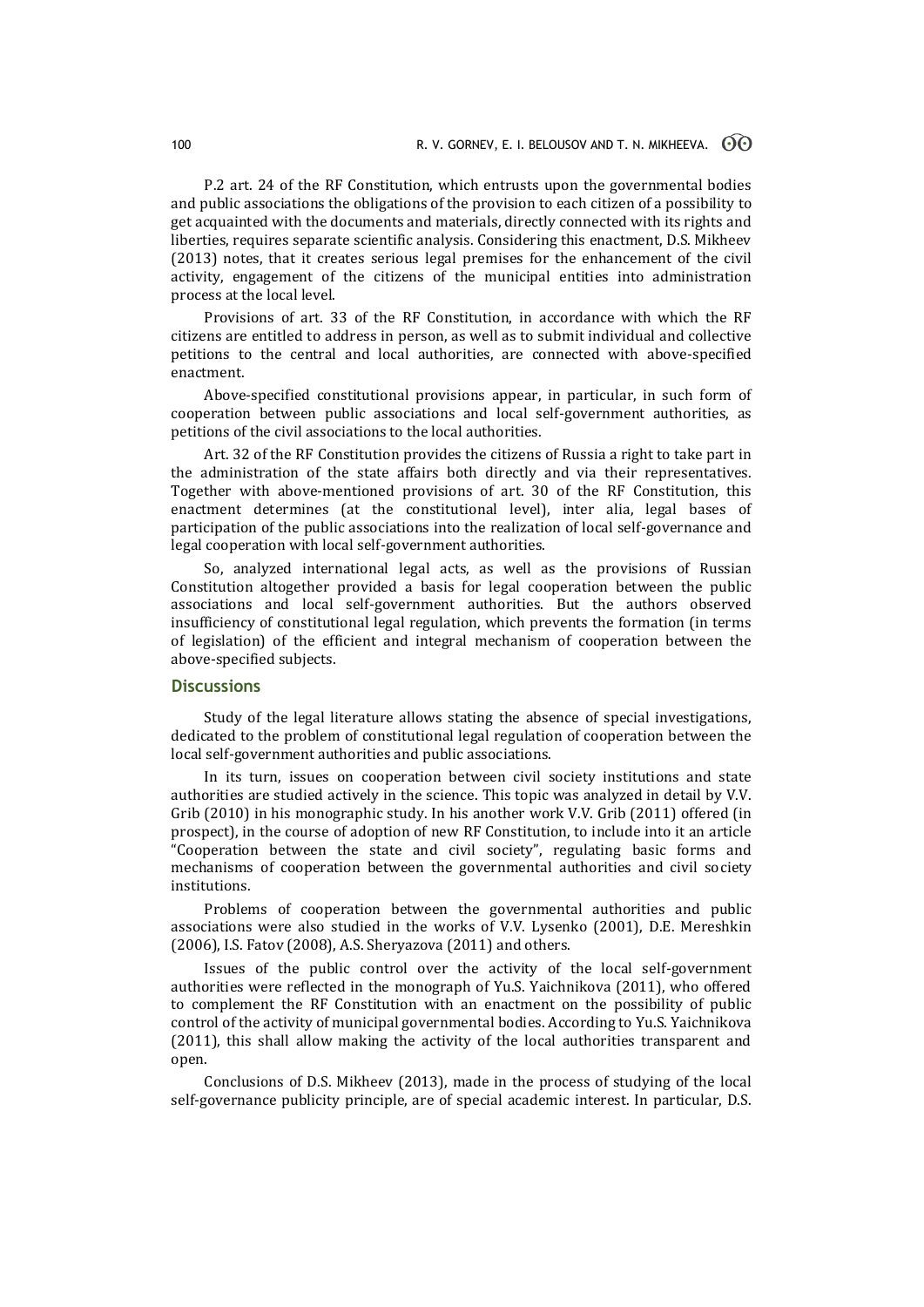P.2 art. 24 of the RF Constitution, which entrusts upon the governmental bodies and public associations the obligations of the provision to each citizen of a possibility to get acquainted with the documents and materials, directly connected with its rights and liberties, requires separate scientific analysis. Considering this enactment, D.S. Mikheev (2013) notes, that it creates serious legal premises for the enhancement of the civil activity, engagement of the citizens of the municipal entities into administration process at the local level.

Provisions of art. 33 of the RF Constitution, in accordance with which the RF citizens are entitled to address in person, as well as to submit individual and collective petitions to the central and local authorities, are connected with above-specified enactment.

Above-specified constitutional provisions appear, in particular, in such form of cooperation between public associations and local self-government authorities, as petitions of the civil associations to the local authorities.

Art. 32 of the RF Constitution provides the citizens of Russia a right to take part in the administration of the state affairs both directly and via their representatives. Together with above-mentioned provisions of art. 30 of the RF Constitution, this enactment determines (at the constitutional level), inter alia, legal bases of participation of the public associations into the realization of local self-governance and legal cooperation with local self-government authorities.

So, analyzed international legal acts, as well as the provisions of Russian Constitution altogether provided a basis for legal cooperation between the public associations and local self-government authorities. But the authors observed insufficiency of constitutional legal regulation, which prevents the formation (in terms of legislation) of the efficient and integral mechanism of cooperation between the above-specified subjects.

## Discussions

Study of the legal literature allows stating the absence of special investigations, dedicated to the problem of constitutional legal regulation of cooperation between the local self-government authorities and public associations.

In its turn, issues on cooperation between civil society institutions and state authorities are studied actively in the science. This topic was analyzed in detail by V.V. Grib (2010) in his monographic study. In his another work V.V. Grib (2011) offered (in prospect), in the course of adoption of new RF Constitution, to include into it an article "Cooperation between the state and civil society", regulating basic forms and mechanisms of cooperation between the governmental authorities and civil society institutions.

Problems of cooperation between the governmental authorities and public associations were also studied in the works of V.V. Lysenko (2001), D.E. Mereshkin (2006), I.S. Fatov (2008), A.S. Sheryazova (2011) and others.

Issues of the public control over the activity of the local self-government authorities were reflected in the monograph of Yu.S. Yaichnikova (2011), who offered to complement the RF Constitution with an enactment on the possibility of public control of the activity of municipal governmental bodies. According to Yu.S. Yaichnikova (2011), this shall allow making the activity of the local authorities transparent and open.

Conclusions of D.S. Mikheev (2013), made in the process of studying of the local self-governance publicity principle, are of special academic interest. In particular, D.S.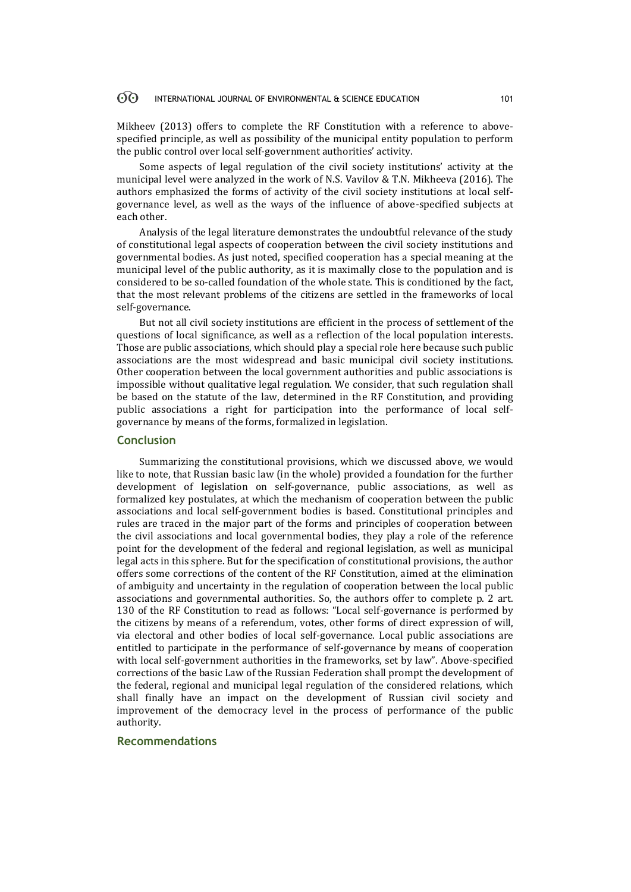Mikheev (2013) offers to complete the RF Constitution with a reference to above-specified principle, as well as possibility of the municipal entity population to perform the public control over local self-government authorities' activity.

Some aspects of legal regulation of the civil society institutions' activity at the municipal level were analyzed in the work of N.S. Vavilov & T.N. Mikheeva (2016). The authors emphasized the forms of activity of the civil society institutions at local self-governance level, as well as the ways of the influence of above-specified subjects at each other.

Analysis of the legal literature demonstrates the undoubtful relevance of the study of constitutional legal aspects of cooperation between the civil society institutions and governmental bodies. As just noted, specified cooperation has a special meaning at the municipal level of the public authority, as it is maximally close to the population and is considered to be so-called foundation of the whole state. This is conditioned by the fact, that the most relevant problems of the citizens are settled in the frameworks of local self-governance.

But not all civil society institutions are efficient in the process of settlement of the questions of local significance, as well as a reflection of the local population interests. Those are public associations, which should play a special role here because such public associations are the most widespread and basic municipal civil society institutions. Other cooperation between the local government authorities and public associations is impossible without qualitative legal regulation. We consider, that such regulation shall be based on the statute of the law, determined in the RF Constitution, and providing public associations a right for participation into the performance of local self-governance by means of the forms, formalized in legislation.

## Conclusion

Summarizing the constitutional provisions, which we discussed above, we would like to note, that Russian basic law (in the whole) provided a foundation for the further development of legislation on self-governance, public associations, as well as formalized key postulates, at which the mechanism of cooperation between the public associations and local self-government bodies is based. Constitutional principles and rules are traced in the major part of the forms and principles of cooperation between the civil associations and local governmental bodies, they play a role of the reference point for the development of the federal and regional legislation, as well as municipal legal acts in this sphere. But for the specification of constitutional provisions, the author offers some corrections of the content of the RF Constitution, aimed at the elimination of ambiguity and uncertainty in the regulation of cooperation between the local public associations and governmental authorities. So, the authors offer to complete p. 2 art. 130 of the RF Constitution to read as follows: "Local self-governance is performed by the citizens by means of a referendum, votes, other forms of direct expression of will, via electoral and other bodies of local self-governance. Local public associations are entitled to participate in the performance of self-governance by means of cooperation with local self-government authorities in the frameworks, set by law". Above-specified corrections of the basic Law of the Russian Federation shall prompt the development of the federal, regional and municipal legal regulation of the considered relations, which shall finally have an impact on the development of Russian civil society and improvement of the democracy level in the process of performance of the public authority.

## Recommendations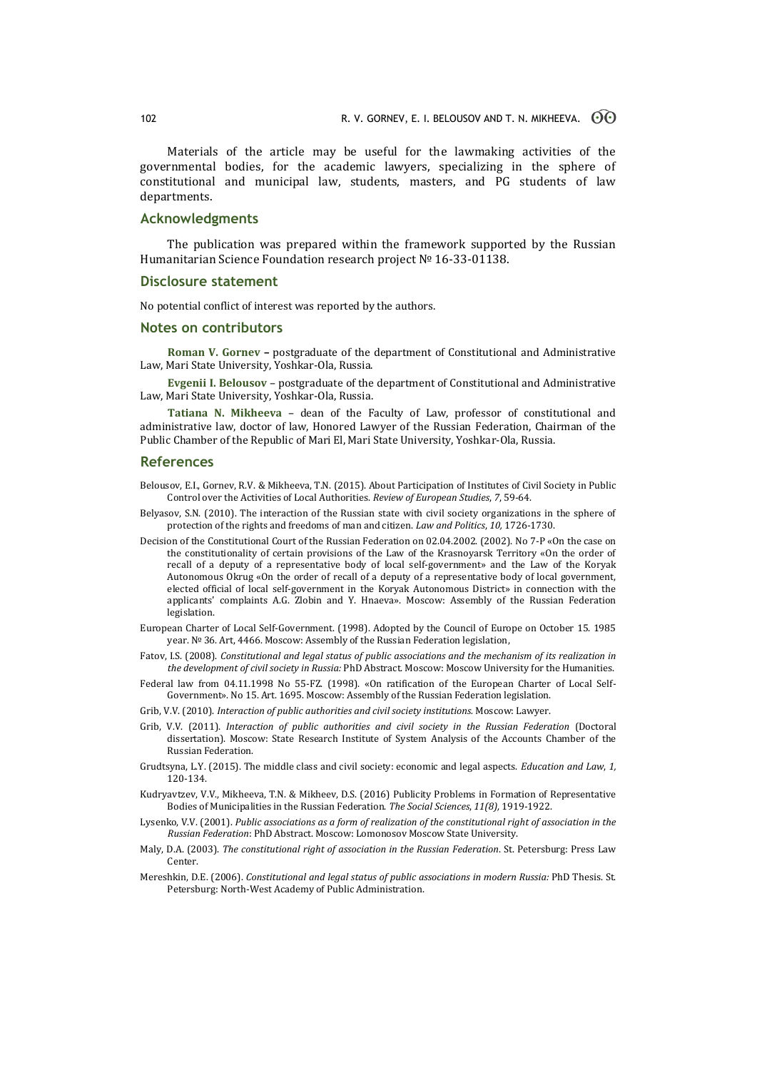Materials of the article may be useful for the lawmaking activities of the governmental bodies, for the academic lawyers, specializing in the sphere of constitutional and municipal law, students, masters, and PG students of law departments.

## Acknowledgments

The publication was prepared within the framework supported by the Russian Humanitarian Science Foundation research project № 16-33-01138.

## Disclosure statement

No potential conflict of interest was reported by the authors.

## Notes on contributors

**Roman V. Gornev** – postgraduate of the department of Constitutional and Administrative Law, Mari State University, Yoshkar-Ola, Russia.

**Evgenii I. Belousov** – postgraduate of the department of Constitutional and Administrative Law, Mari State University, Yoshkar-Ola, Russia.

**Tatiana N. Mikheeva** – dean of the Faculty of Law, professor of constitutional and administrative law, doctor of law, Honored Lawyer of the Russian Federation, Chairman of the Public Chamber of the Republic of Mari El, Mari State University, Yoshkar-Ola, Russia.

## References

Belousov, E.I., Gornev, R.V. & Mikheeva, T.N. (2015). About Participation of Institutes of Civil Society in Public Control over the Activities of Local Authorities. *Review of European Studies*, *7*, 59-64.

Belyasov, S.N. (2010). The interaction of the Russian state with civil society organizations in the sphere of protection of the rights and freedoms of man and citizen. *Law and Politics*, *10,* 1726-1730.

Decision of the Constitutional Court of the Russian Federation on 02.04.2002. (2002). No 7-P «On the case on the constitutionality of certain provisions of the Law of the Krasnoyarsk Territory «On the order of recall of a deputy of a representative body of local self-government» and the Law of the Koryak Autonomous Okrug «On the order of recall of a deputy of a representative body of local government, elected official of local self-government in the Koryak Autonomous District» in connection with the applicants' complaints A.G. Zlobin and Y. Hnaeva». Moscow: Assembly of the Russian Federation legislation.

European Charter of Local Self-Government. (1998). Adopted by the Council of Europe on October 15. 1985 year. № 36. Art, 4466. Moscow: Assembly of the Russian Federation legislation,

Fatov, I.S. (2008). *Constitutional and legal status of public associations and the mechanism of its realization in the development of civil society in Russia:* PhD Abstract. Moscow: Moscow University for the Humanities.

Federal law from 04.11.1998 No 55-FZ. (1998). «On ratification of the European Charter of Local Self-Government». No 15. Art. 1695. Moscow: Assembly of the Russian Federation legislation.

Grib, V.V. (2010). *Interaction of public authorities and civil society institutions.* Moscow: Lawyer.

Grib, V.V. (2011). *Interaction of public authorities and civil society in the Russian Federation* (Doctoral dissertation). Moscow: State Research Institute of System Analysis of the Accounts Chamber of the Russian Federation.

Grudtsyna, L.Y. (2015). The middle class and civil society: economic and legal aspects. *Education and Law*, *1,* 120-134.

Kudryavtzev, V.V., Mikheeva, T.N. & Mikheev, D.S. (2016) Publicity Problems in Formation of Representative Bodies of Municipalities in the Russian Federation. *The Social Sciences*, *11(8),* 1919-1922.

Lysenko, V.V. (2001). *Public associations as a form of realization of the constitutional right of association in the Russian Federation*: PhD Abstract. Moscow: Lomonosov Moscow State University.

Maly, D.A. (2003). *The constitutional right of association in the Russian Federation*. St. Petersburg: Press Law Center.

Mereshkin, D.E. (2006). *Constitutional and legal status of public associations in modern Russia:* PhD Thesis. St. Petersburg: North-West Academy of Public Administration.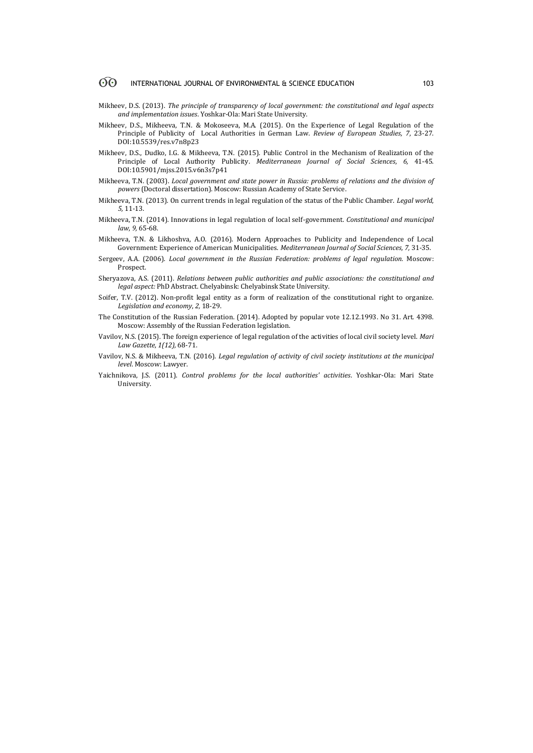Mikheev, D.S. (2013). *The principle of transparency of local government: the constitutional and legal aspects and implementation issues*. Yoshkar-Ola: Mari State University.

Mikheev, D.S., Mikheeva, T.N. & Mokoseeva, M.A. (2015). On the Experience of Legal Regulation of the Principle of Publicity of Local Authorities in German Law. *Review of European Studies, 7*, 23-27. DOI:10.5539/res.v7n8p23

Mikheev, D.S., Dudko, I.G. & Mikheeva, T.N. (2015). Public Control in the Mechanism of Realization of the Principle of Local Authority Publicity. *Mediterranean Journal of Social Sciences*, *6,* 41-45. DOI:10.5901/mjss.2015.v6n3s7p41

Mikheeva, T.N. (2003). *Local government and state power in Russia: problems of relations and the division of powers* (Doctoral dissertation). Moscow: Russian Academy of State Service.

Mikheeva, T.N. (2013). On current trends in legal regulation of the status of the Public Chamber. *Legal world*, *5,* 11-13.

Mikheeva, T.N. (2014). Innovations in legal regulation of local self-government. *Constitutional and municipal law*, *9,* 65-68.

Mikheeva, T.N. & Likhoshva, A.O. (2016). Modern Approaches to Publicity and Independence of Local Government: Experience of American Municipalities. *Mediterranean Journal of Social Sciences*, *7,* 31-35.

Sergeev, A.A. (2006). *Local government in the Russian Federation: problems of legal regulation.* Moscow: Prospect.

Sheryazova, A.S. (2011). *Relations between public authorities and public associations: the constitutional and legal aspect:* PhD Abstract. Chelyabinsk: Chelyabinsk State University.

Soifer, T.V. (2012). Non-profit legal entity as a form of realization of the constitutional right to organize. *Legislation and economy*, *2,* 18-29.

The Constitution of the Russian Federation. (2014). Adopted by popular vote 12.12.1993. No 31. Art. 4398. Moscow: Assembly of the Russian Federation legislation.

Vavilov, N.S. (2015). The foreign experience of legal regulation of the activities of local civil society level. *Mari Law Gazette*, *1(12),* 68-71.

Vavilov, N.S. & Mikheeva, T.N. (2016). *Legal regulation of activity of civil society institutions at the municipal level*. Moscow: Lawyer.

Yaichnikova, J.S. (2011). *Control problems for the local authorities' activities*. Yoshkar-Ola: Mari State University.